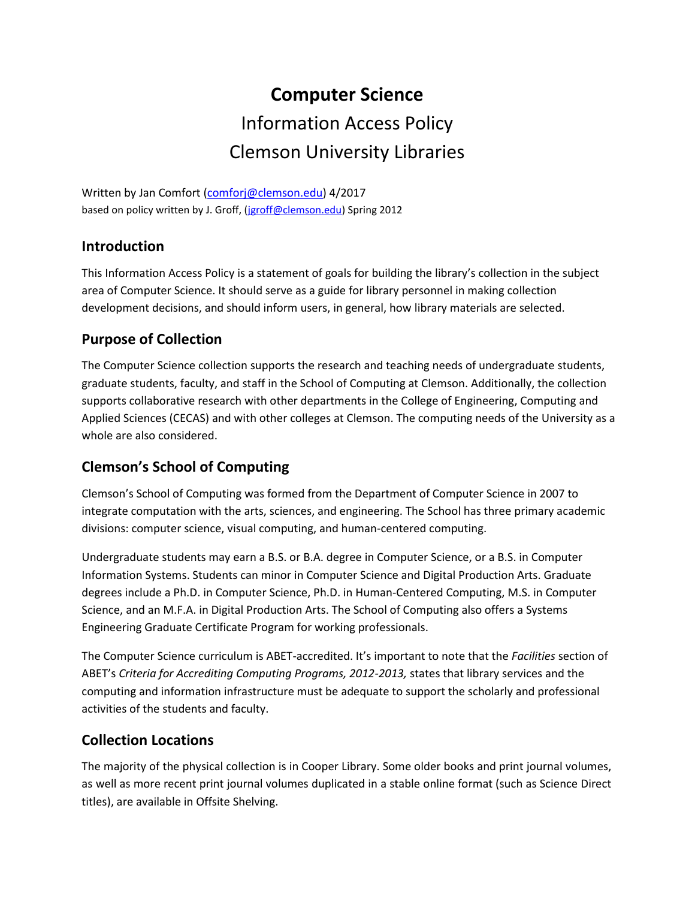# Computer Science
Information Access Policy
Clemson University Libraries

Written by Jan Comfort (comforj@clemson.edu) 4/2017
based on policy written by J. Groff, (jgroff@clemson.edu) Spring 2012

## Introduction

This Information Access Policy is a statement of goals for building the library's collection in the subject area of Computer Science. It should serve as a guide for library personnel in making collection development decisions, and should inform users, in general, how library materials are selected.

## Purpose of Collection

The Computer Science collection supports the research and teaching needs of undergraduate students, graduate students, faculty, and staff in the School of Computing at Clemson. Additionally, the collection supports collaborative research with other departments in the College of Engineering, Computing and Applied Sciences (CECAS) and with other colleges at Clemson. The computing needs of the University as a whole are also considered.

## Clemson's School of Computing

Clemson's School of Computing was formed from the Department of Computer Science in 2007 to integrate computation with the arts, sciences, and engineering. The School has three primary academic divisions: computer science, visual computing, and human-centered computing.

Undergraduate students may earn a B.S. or B.A. degree in Computer Science, or a B.S. in Computer Information Systems. Students can minor in Computer Science and Digital Production Arts. Graduate degrees include a Ph.D. in Computer Science, Ph.D. in Human-Centered Computing, M.S. in Computer Science, and an M.F.A. in Digital Production Arts. The School of Computing also offers a Systems Engineering Graduate Certificate Program for working professionals.

The Computer Science curriculum is ABET-accredited. It's important to note that the *Facilities* section of ABET's *Criteria for Accrediting Computing Programs, 2012-2013,* states that library services and the computing and information infrastructure must be adequate to support the scholarly and professional activities of the students and faculty.

## Collection Locations

The majority of the physical collection is in Cooper Library. Some older books and print journal volumes, as well as more recent print journal volumes duplicated in a stable online format (such as Science Direct titles), are available in Offsite Shelving.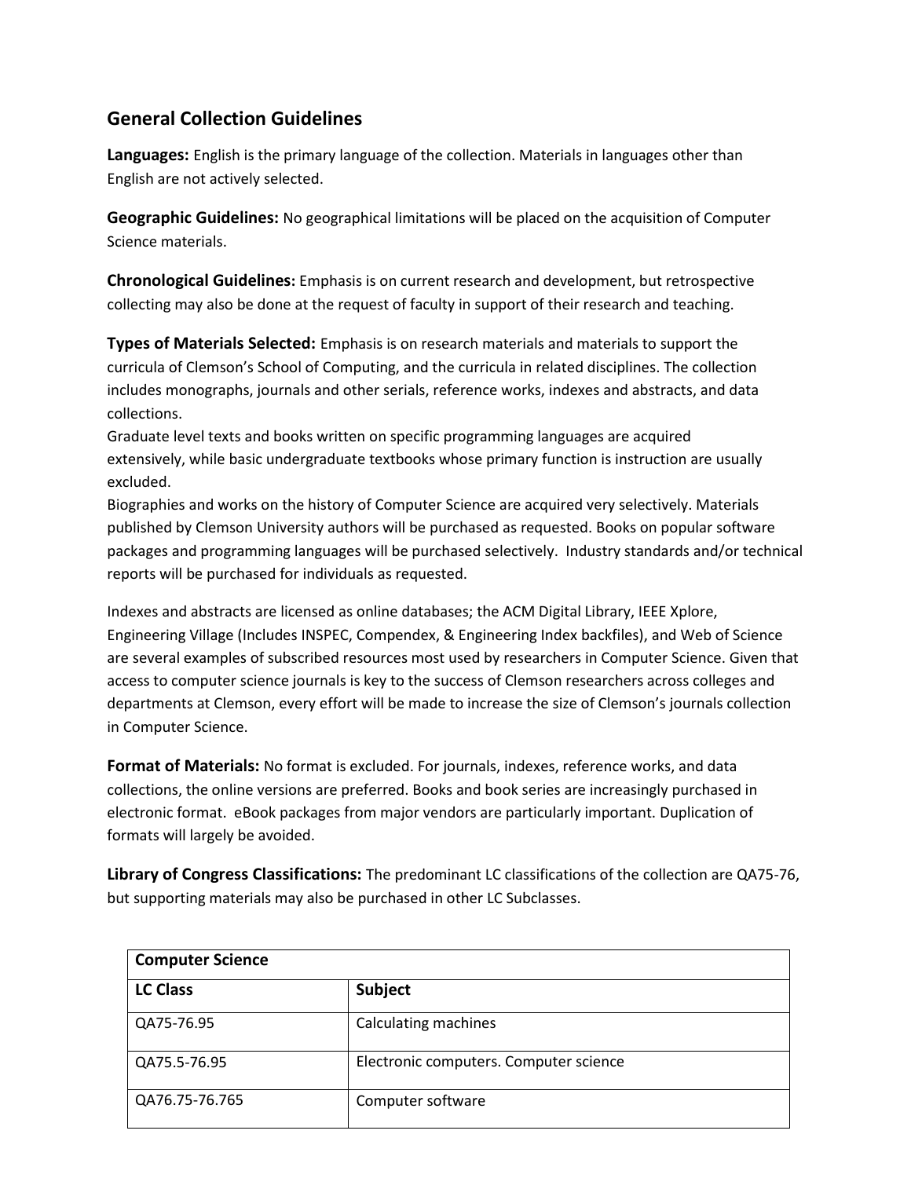## General Collection Guidelines

**Languages:** English is the primary language of the collection. Materials in languages other than English are not actively selected.

**Geographic Guidelines:** No geographical limitations will be placed on the acquisition of Computer Science materials.

**Chronological Guidelines:** Emphasis is on current research and development, but retrospective collecting may also be done at the request of faculty in support of their research and teaching.

**Types of Materials Selected:** Emphasis is on research materials and materials to support the curricula of Clemson's School of Computing, and the curricula in related disciplines. The collection includes monographs, journals and other serials, reference works, indexes and abstracts, and data collections.
Graduate level texts and books written on specific programming languages are acquired extensively, while basic undergraduate textbooks whose primary function is instruction are usually excluded.
Biographies and works on the history of Computer Science are acquired very selectively. Materials published by Clemson University authors will be purchased as requested. Books on popular software packages and programming languages will be purchased selectively. Industry standards and/or technical reports will be purchased for individuals as requested.

Indexes and abstracts are licensed as online databases; the ACM Digital Library, IEEE Xplore, Engineering Village (Includes INSPEC, Compendex, & Engineering Index backfiles), and Web of Science are several examples of subscribed resources most used by researchers in Computer Science. Given that access to computer science journals is key to the success of Clemson researchers across colleges and departments at Clemson, every effort will be made to increase the size of Clemson's journals collection in Computer Science.

**Format of Materials:** No format is excluded. For journals, indexes, reference works, and data collections, the online versions are preferred. Books and book series are increasingly purchased in electronic format. eBook packages from major vendors are particularly important. Duplication of formats will largely be avoided.

**Library of Congress Classifications:** The predominant LC classifications of the collection are QA75-76, but supporting materials may also be purchased in other LC Subclasses.

| **Computer Science** | |
|---|---|
| **LC Class** | **Subject** |
| QA75-76.95 | Calculating machines |
| QA75.5-76.95 | Electronic computers. Computer science |
| QA76.75-76.765 | Computer software |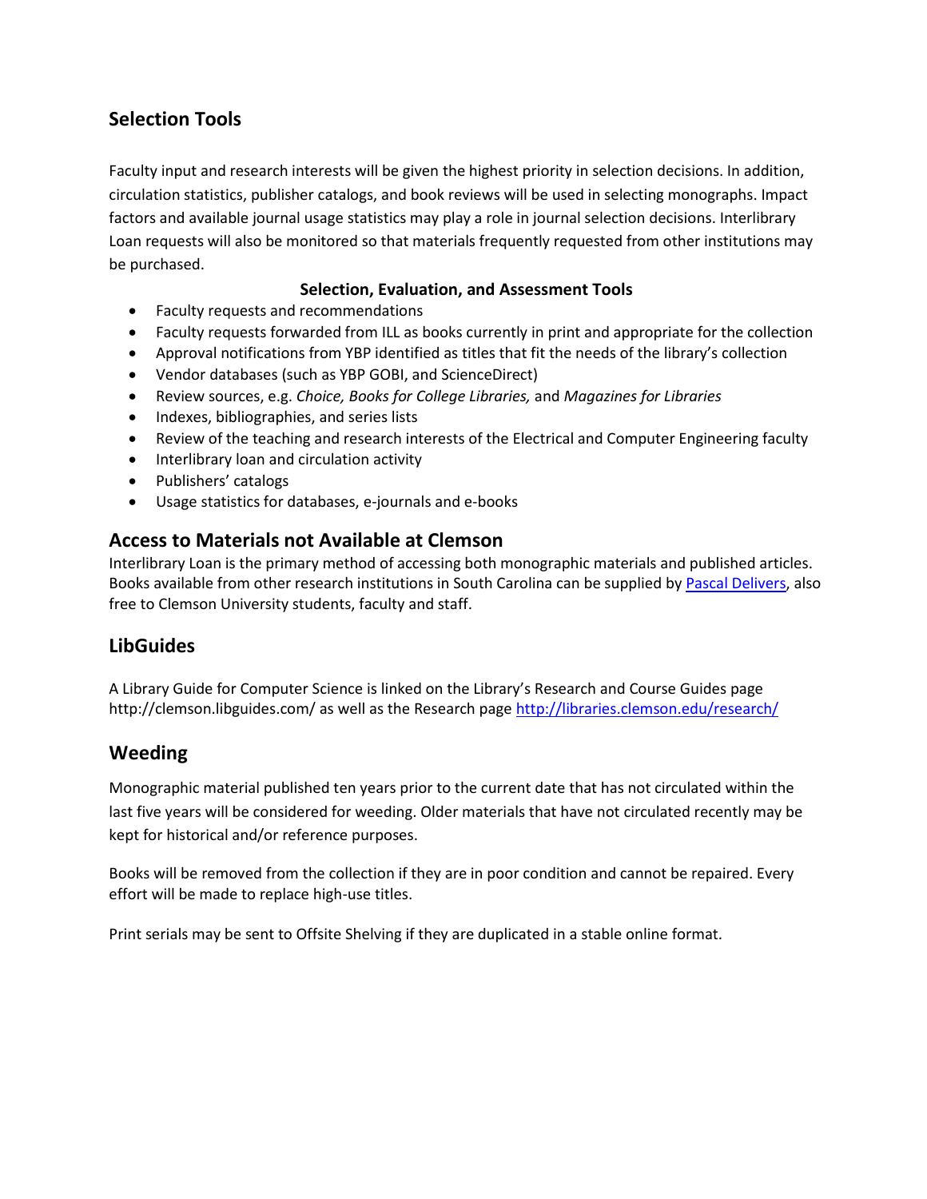## Selection Tools

Faculty input and research interests will be given the highest priority in selection decisions. In addition, circulation statistics, publisher catalogs, and book reviews will be used in selecting monographs. Impact factors and available journal usage statistics may play a role in journal selection decisions. Interlibrary Loan requests will also be monitored so that materials frequently requested from other institutions may be purchased.

**Selection, Evaluation, and Assessment Tools**

- Faculty requests and recommendations
- Faculty requests forwarded from ILL as books currently in print and appropriate for the collection
- Approval notifications from YBP identified as titles that fit the needs of the library's collection
- Vendor databases (such as YBP GOBI, and ScienceDirect)
- Review sources, e.g. *Choice, Books for College Libraries,* and *Magazines for Libraries*
- Indexes, bibliographies, and series lists
- Review of the teaching and research interests of the Electrical and Computer Engineering faculty
- Interlibrary loan and circulation activity
- Publishers' catalogs
- Usage statistics for databases, e-journals and e-books

## Access to Materials not Available at Clemson

Interlibrary Loan is the primary method of accessing both monographic materials and published articles. Books available from other research institutions in South Carolina can be supplied by Pascal Delivers, also free to Clemson University students, faculty and staff.

## LibGuides

A Library Guide for Computer Science is linked on the Library's Research and Course Guides page http://clemson.libguides.com/ as well as the Research page http://libraries.clemson.edu/research/

## Weeding

Monographic material published ten years prior to the current date that has not circulated within the last five years will be considered for weeding. Older materials that have not circulated recently may be kept for historical and/or reference purposes.

Books will be removed from the collection if they are in poor condition and cannot be repaired. Every effort will be made to replace high-use titles.

Print serials may be sent to Offsite Shelving if they are duplicated in a stable online format.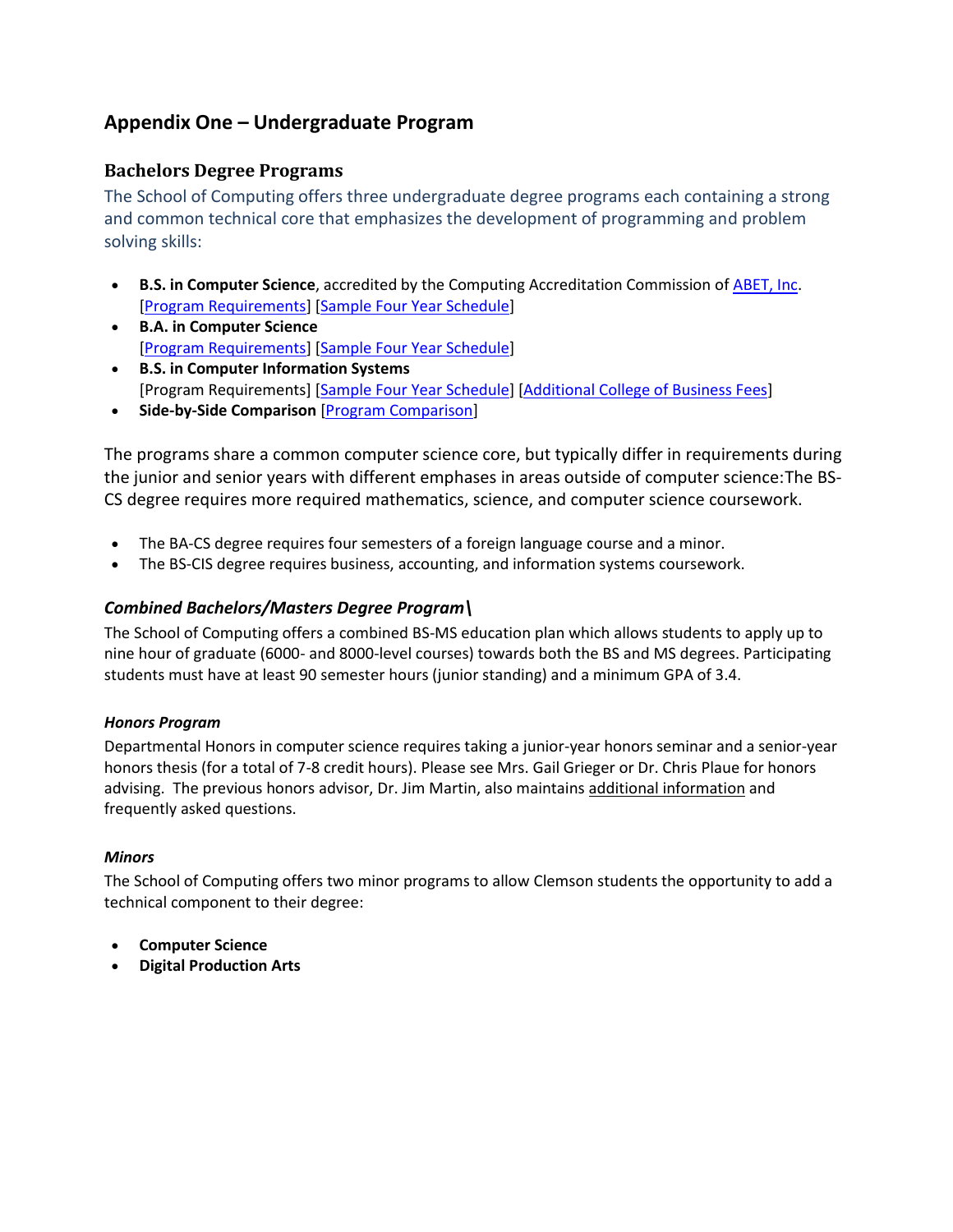## Appendix One – Undergraduate Program

### Bachelors Degree Programs

The School of Computing offers three undergraduate degree programs each containing a strong and common technical core that emphasizes the development of programming and problem solving skills:

- **B.S. in Computer Science**, accredited by the Computing Accreditation Commission of ABET, Inc. [Program Requirements] [Sample Four Year Schedule]
- **B.A. in Computer Science** [Program Requirements] [Sample Four Year Schedule]
- **B.S. in Computer Information Systems** [Program Requirements] [Sample Four Year Schedule] [Additional College of Business Fees]
- **Side-by-Side Comparison** [Program Comparison]

The programs share a common computer science core, but typically differ in requirements during the junior and senior years with different emphases in areas outside of computer science:The BS-CS degree requires more required mathematics, science, and computer science coursework.

- The BA-CS degree requires four semesters of a foreign language course and a minor.
- The BS-CIS degree requires business, accounting, and information systems coursework.

### *Combined Bachelors/Masters Degree Program\*

The School of Computing offers a combined BS-MS education plan which allows students to apply up to nine hour of graduate (6000- and 8000-level courses) towards both the BS and MS degrees. Participating students must have at least 90 semester hours (junior standing) and a minimum GPA of 3.4.

#### *Honors Program*

Departmental Honors in computer science requires taking a junior-year honors seminar and a senior-year honors thesis (for a total of 7-8 credit hours). Please see Mrs. Gail Grieger or Dr. Chris Plaue for honors advising. The previous honors advisor, Dr. Jim Martin, also maintains additional information and frequently asked questions.

#### *Minors*

The School of Computing offers two minor programs to allow Clemson students the opportunity to add a technical component to their degree:

- **Computer Science**
- **Digital Production Arts**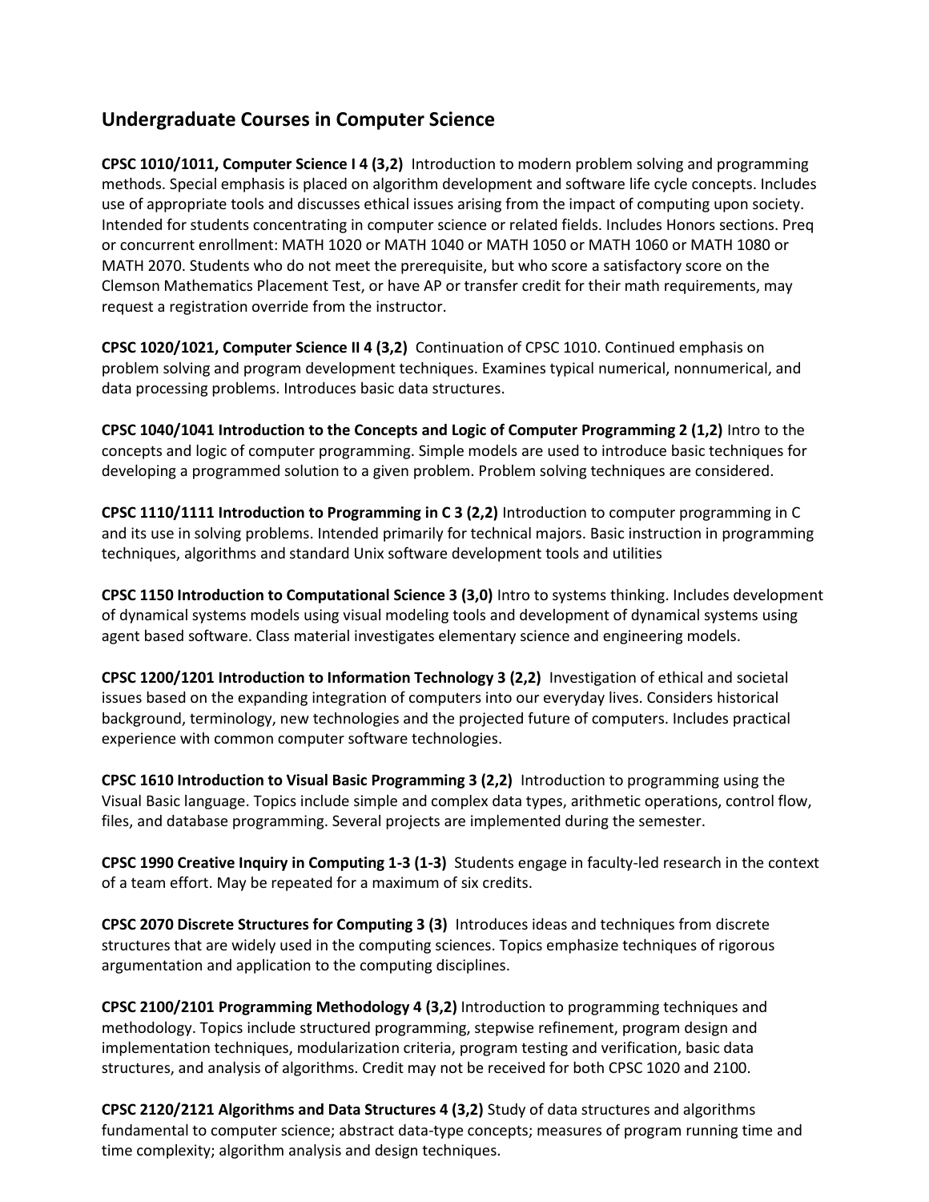## Undergraduate Courses in Computer Science

**CPSC 1010/1011, Computer Science I 4 (3,2)** Introduction to modern problem solving and programming methods. Special emphasis is placed on algorithm development and software life cycle concepts. Includes use of appropriate tools and discusses ethical issues arising from the impact of computing upon society. Intended for students concentrating in computer science or related fields. Includes Honors sections. Preq or concurrent enrollment: MATH 1020 or MATH 1040 or MATH 1050 or MATH 1060 or MATH 1080 or MATH 2070. Students who do not meet the prerequisite, but who score a satisfactory score on the Clemson Mathematics Placement Test, or have AP or transfer credit for their math requirements, may request a registration override from the instructor.

**CPSC 1020/1021, Computer Science II 4 (3,2)** Continuation of CPSC 1010. Continued emphasis on problem solving and program development techniques. Examines typical numerical, nonnumerical, and data processing problems. Introduces basic data structures.

**CPSC 1040/1041 Introduction to the Concepts and Logic of Computer Programming 2 (1,2)** Intro to the concepts and logic of computer programming. Simple models are used to introduce basic techniques for developing a programmed solution to a given problem. Problem solving techniques are considered.

**CPSC 1110/1111 Introduction to Programming in C 3 (2,2)** Introduction to computer programming in C and its use in solving problems. Intended primarily for technical majors. Basic instruction in programming techniques, algorithms and standard Unix software development tools and utilities

**CPSC 1150 Introduction to Computational Science 3 (3,0)** Intro to systems thinking. Includes development of dynamical systems models using visual modeling tools and development of dynamical systems using agent based software. Class material investigates elementary science and engineering models.

**CPSC 1200/1201 Introduction to Information Technology 3 (2,2)** Investigation of ethical and societal issues based on the expanding integration of computers into our everyday lives. Considers historical background, terminology, new technologies and the projected future of computers. Includes practical experience with common computer software technologies.

**CPSC 1610 Introduction to Visual Basic Programming 3 (2,2)** Introduction to programming using the Visual Basic language. Topics include simple and complex data types, arithmetic operations, control flow, files, and database programming. Several projects are implemented during the semester.

**CPSC 1990 Creative Inquiry in Computing 1-3 (1-3)** Students engage in faculty-led research in the context of a team effort. May be repeated for a maximum of six credits.

**CPSC 2070 Discrete Structures for Computing 3 (3)** Introduces ideas and techniques from discrete structures that are widely used in the computing sciences. Topics emphasize techniques of rigorous argumentation and application to the computing disciplines.

**CPSC 2100/2101 Programming Methodology 4 (3,2)** Introduction to programming techniques and methodology. Topics include structured programming, stepwise refinement, program design and implementation techniques, modularization criteria, program testing and verification, basic data structures, and analysis of algorithms. Credit may not be received for both CPSC 1020 and 2100.

**CPSC 2120/2121 Algorithms and Data Structures 4 (3,2)** Study of data structures and algorithms fundamental to computer science; abstract data-type concepts; measures of program running time and time complexity; algorithm analysis and design techniques.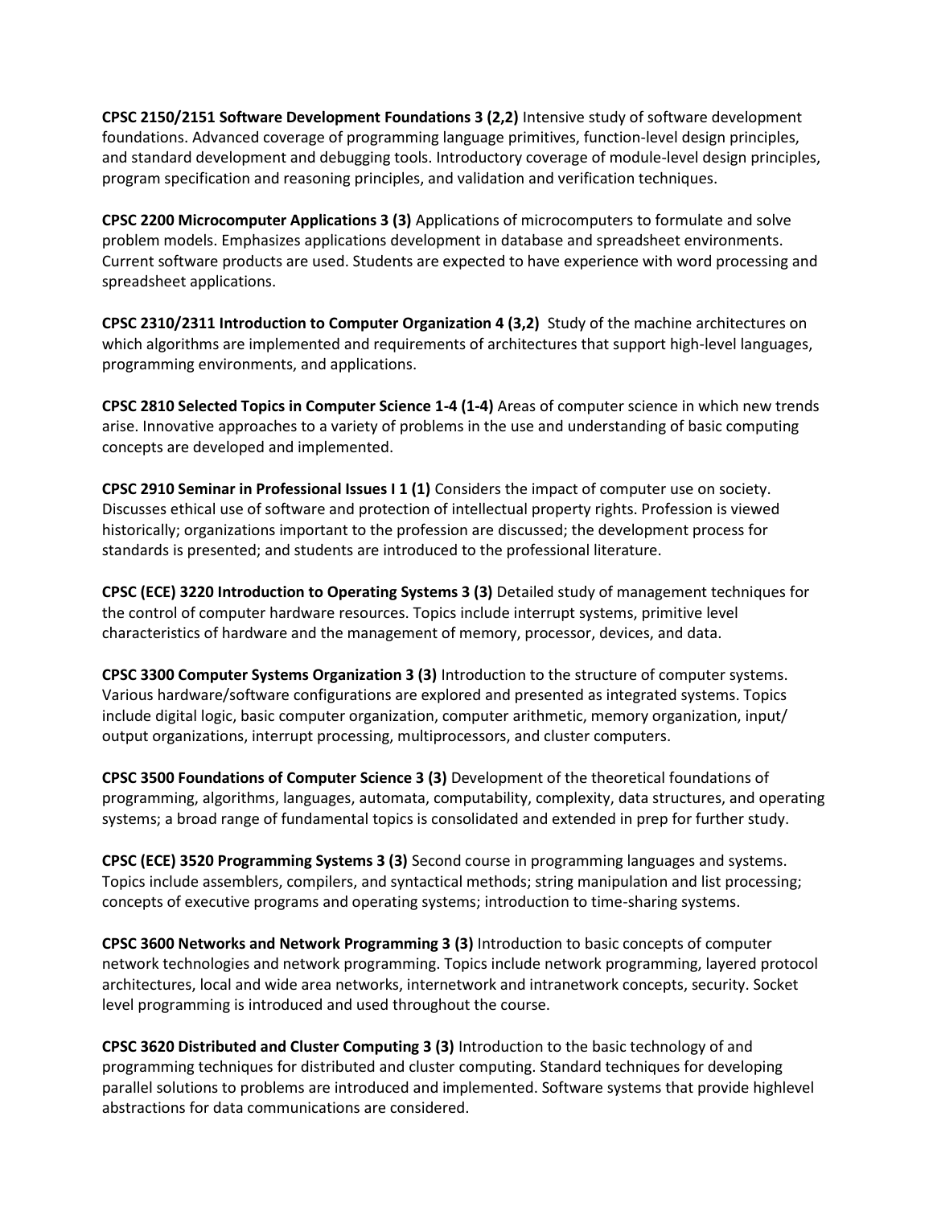**CPSC 2150/2151 Software Development Foundations 3 (2,2)** Intensive study of software development foundations. Advanced coverage of programming language primitives, function-level design principles, and standard development and debugging tools. Introductory coverage of module-level design principles, program specification and reasoning principles, and validation and verification techniques.

**CPSC 2200 Microcomputer Applications 3 (3)** Applications of microcomputers to formulate and solve problem models. Emphasizes applications development in database and spreadsheet environments. Current software products are used. Students are expected to have experience with word processing and spreadsheet applications.

**CPSC 2310/2311 Introduction to Computer Organization 4 (3,2)** Study of the machine architectures on which algorithms are implemented and requirements of architectures that support high-level languages, programming environments, and applications.

**CPSC 2810 Selected Topics in Computer Science 1-4 (1-4)** Areas of computer science in which new trends arise. Innovative approaches to a variety of problems in the use and understanding of basic computing concepts are developed and implemented.

**CPSC 2910 Seminar in Professional Issues I 1 (1)** Considers the impact of computer use on society. Discusses ethical use of software and protection of intellectual property rights. Profession is viewed historically; organizations important to the profession are discussed; the development process for standards is presented; and students are introduced to the professional literature.

**CPSC (ECE) 3220 Introduction to Operating Systems 3 (3)** Detailed study of management techniques for the control of computer hardware resources. Topics include interrupt systems, primitive level characteristics of hardware and the management of memory, processor, devices, and data.

**CPSC 3300 Computer Systems Organization 3 (3)** Introduction to the structure of computer systems. Various hardware/software configurations are explored and presented as integrated systems. Topics include digital logic, basic computer organization, computer arithmetic, memory organization, input/output organizations, interrupt processing, multiprocessors, and cluster computers.

**CPSC 3500 Foundations of Computer Science 3 (3)** Development of the theoretical foundations of programming, algorithms, languages, automata, computability, complexity, data structures, and operating systems; a broad range of fundamental topics is consolidated and extended in prep for further study.

**CPSC (ECE) 3520 Programming Systems 3 (3)** Second course in programming languages and systems. Topics include assemblers, compilers, and syntactical methods; string manipulation and list processing; concepts of executive programs and operating systems; introduction to time-sharing systems.

**CPSC 3600 Networks and Network Programming 3 (3)** Introduction to basic concepts of computer network technologies and network programming. Topics include network programming, layered protocol architectures, local and wide area networks, internetwork and intranetwork concepts, security. Socket level programming is introduced and used throughout the course.

**CPSC 3620 Distributed and Cluster Computing 3 (3)** Introduction to the basic technology of and programming techniques for distributed and cluster computing. Standard techniques for developing parallel solutions to problems are introduced and implemented. Software systems that provide highlevel abstractions for data communications are considered.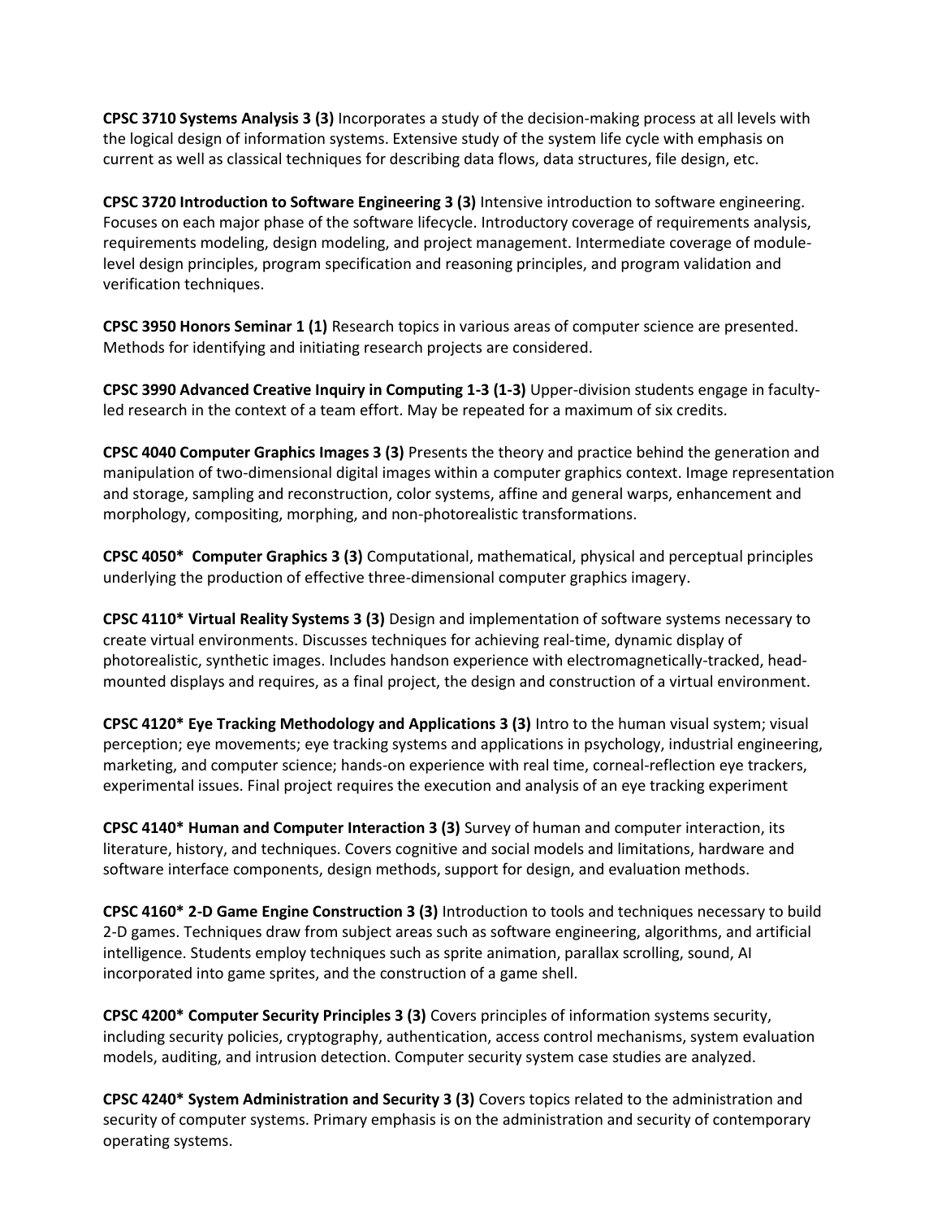**CPSC 3710 Systems Analysis 3 (3)** Incorporates a study of the decision-making process at all levels with the logical design of information systems. Extensive study of the system life cycle with emphasis on current as well as classical techniques for describing data flows, data structures, file design, etc.

**CPSC 3720 Introduction to Software Engineering 3 (3)** Intensive introduction to software engineering. Focuses on each major phase of the software lifecycle. Introductory coverage of requirements analysis, requirements modeling, design modeling, and project management. Intermediate coverage of module-level design principles, program specification and reasoning principles, and program validation and verification techniques.

**CPSC 3950 Honors Seminar 1 (1)** Research topics in various areas of computer science are presented. Methods for identifying and initiating research projects are considered.

**CPSC 3990 Advanced Creative Inquiry in Computing 1-3 (1-3)** Upper-division students engage in faculty-led research in the context of a team effort. May be repeated for a maximum of six credits.

**CPSC 4040 Computer Graphics Images 3 (3)** Presents the theory and practice behind the generation and manipulation of two-dimensional digital images within a computer graphics context. Image representation and storage, sampling and reconstruction, color systems, affine and general warps, enhancement and morphology, compositing, morphing, and non-photorealistic transformations.

**CPSC 4050* Computer Graphics 3 (3)** Computational, mathematical, physical and perceptual principles underlying the production of effective three-dimensional computer graphics imagery.

**CPSC 4110* Virtual Reality Systems 3 (3)** Design and implementation of software systems necessary to create virtual environments. Discusses techniques for achieving real-time, dynamic display of photorealistic, synthetic images. Includes handson experience with electromagnetically-tracked, head-mounted displays and requires, as a final project, the design and construction of a virtual environment.

**CPSC 4120* Eye Tracking Methodology and Applications 3 (3)** Intro to the human visual system; visual perception; eye movements; eye tracking systems and applications in psychology, industrial engineering, marketing, and computer science; hands-on experience with real time, corneal-reflection eye trackers, experimental issues. Final project requires the execution and analysis of an eye tracking experiment

**CPSC 4140* Human and Computer Interaction 3 (3)** Survey of human and computer interaction, its literature, history, and techniques. Covers cognitive and social models and limitations, hardware and software interface components, design methods, support for design, and evaluation methods.

**CPSC 4160* 2-D Game Engine Construction 3 (3)** Introduction to tools and techniques necessary to build 2-D games. Techniques draw from subject areas such as software engineering, algorithms, and artificial intelligence. Students employ techniques such as sprite animation, parallax scrolling, sound, AI incorporated into game sprites, and the construction of a game shell.

**CPSC 4200* Computer Security Principles 3 (3)** Covers principles of information systems security, including security policies, cryptography, authentication, access control mechanisms, system evaluation models, auditing, and intrusion detection. Computer security system case studies are analyzed.

**CPSC 4240* System Administration and Security 3 (3)** Covers topics related to the administration and security of computer systems. Primary emphasis is on the administration and security of contemporary operating systems.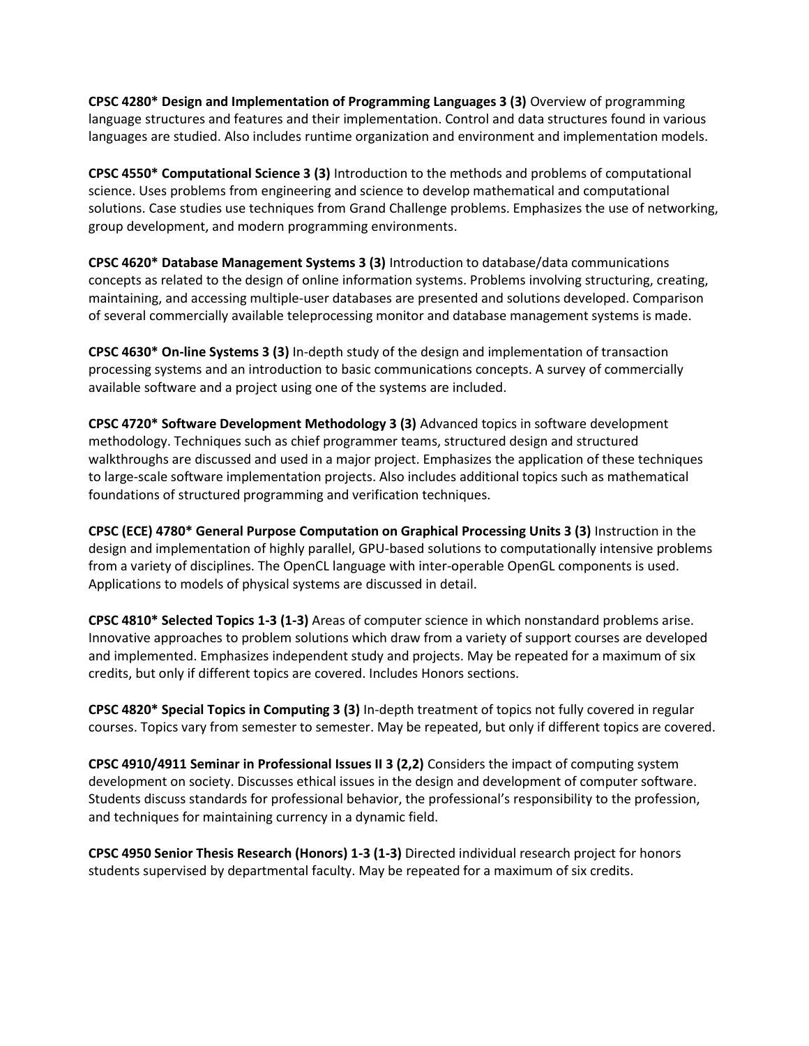**CPSC 4280* Design and Implementation of Programming Languages 3 (3)** Overview of programming language structures and features and their implementation. Control and data structures found in various languages are studied. Also includes runtime organization and environment and implementation models.

**CPSC 4550* Computational Science 3 (3)** Introduction to the methods and problems of computational science. Uses problems from engineering and science to develop mathematical and computational solutions. Case studies use techniques from Grand Challenge problems. Emphasizes the use of networking, group development, and modern programming environments.

**CPSC 4620* Database Management Systems 3 (3)** Introduction to database/data communications concepts as related to the design of online information systems. Problems involving structuring, creating, maintaining, and accessing multiple-user databases are presented and solutions developed. Comparison of several commercially available teleprocessing monitor and database management systems is made.

**CPSC 4630* On-line Systems 3 (3)** In-depth study of the design and implementation of transaction processing systems and an introduction to basic communications concepts. A survey of commercially available software and a project using one of the systems are included.

**CPSC 4720* Software Development Methodology 3 (3)** Advanced topics in software development methodology. Techniques such as chief programmer teams, structured design and structured walkthroughs are discussed and used in a major project. Emphasizes the application of these techniques to large-scale software implementation projects. Also includes additional topics such as mathematical foundations of structured programming and verification techniques.

**CPSC (ECE) 4780* General Purpose Computation on Graphical Processing Units 3 (3)** Instruction in the design and implementation of highly parallel, GPU-based solutions to computationally intensive problems from a variety of disciplines. The OpenCL language with inter-operable OpenGL components is used. Applications to models of physical systems are discussed in detail.

**CPSC 4810* Selected Topics 1-3 (1-3)** Areas of computer science in which nonstandard problems arise. Innovative approaches to problem solutions which draw from a variety of support courses are developed and implemented. Emphasizes independent study and projects. May be repeated for a maximum of six credits, but only if different topics are covered. Includes Honors sections.

**CPSC 4820* Special Topics in Computing 3 (3)** In-depth treatment of topics not fully covered in regular courses. Topics vary from semester to semester. May be repeated, but only if different topics are covered.

**CPSC 4910/4911 Seminar in Professional Issues II 3 (2,2)** Considers the impact of computing system development on society. Discusses ethical issues in the design and development of computer software. Students discuss standards for professional behavior, the professional's responsibility to the profession, and techniques for maintaining currency in a dynamic field.

**CPSC 4950 Senior Thesis Research (Honors) 1-3 (1-3)** Directed individual research project for honors students supervised by departmental faculty. May be repeated for a maximum of six credits.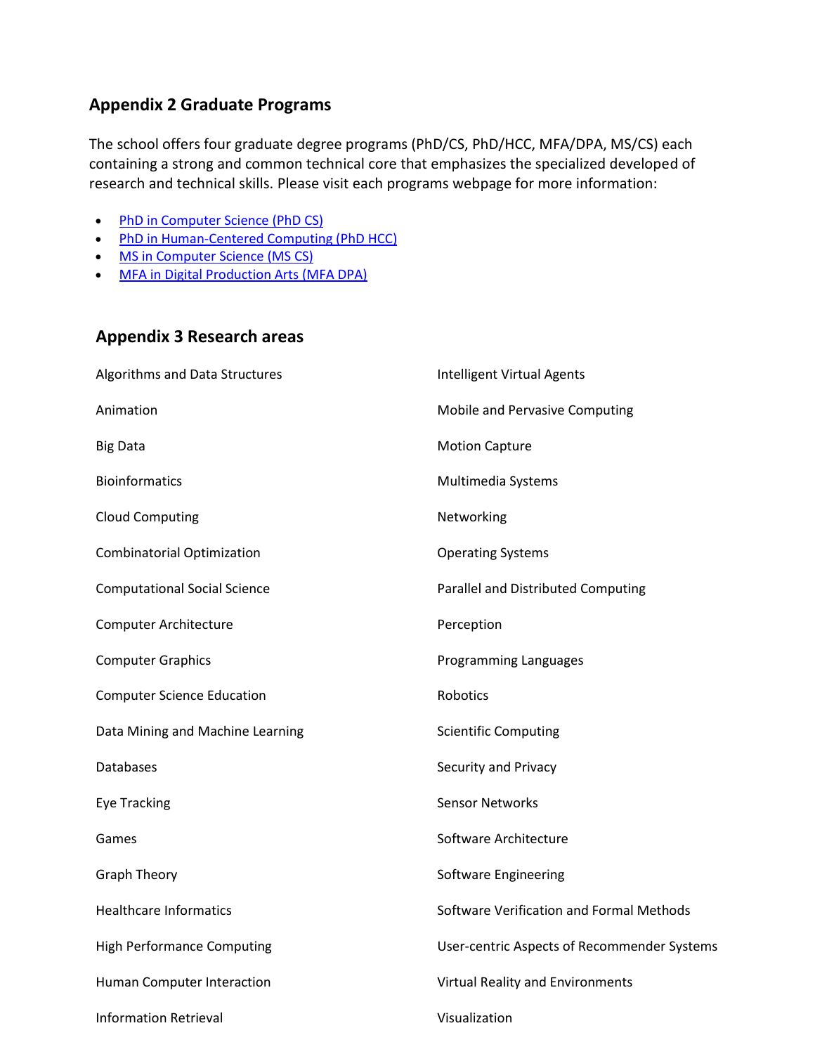## Appendix 2 Graduate Programs

The school offers four graduate degree programs (PhD/CS, PhD/HCC, MFA/DPA, MS/CS) each containing a strong and common technical core that emphasizes the specialized developed of research and technical skills. Please visit each programs webpage for more information:

- PhD in Computer Science (PhD CS)
- PhD in Human-Centered Computing (PhD HCC)
- MS in Computer Science (MS CS)
- MFA in Digital Production Arts (MFA DPA)

## Appendix 3 Research areas

Algorithms and Data Structures

Animation

Big Data

Bioinformatics

Cloud Computing

Combinatorial Optimization

Computational Social Science

Computer Architecture

Computer Graphics

Computer Science Education

Data Mining and Machine Learning

Databases

Eye Tracking

Games

Graph Theory

Healthcare Informatics

High Performance Computing

Human Computer Interaction

Information Retrieval

Intelligent Virtual Agents

Mobile and Pervasive Computing

Motion Capture

Multimedia Systems

Networking

Operating Systems

Parallel and Distributed Computing

Perception

Programming Languages

Robotics

Scientific Computing

Security and Privacy

Sensor Networks

Software Architecture

Software Engineering

Software Verification and Formal Methods

User-centric Aspects of Recommender Systems

Virtual Reality and Environments

Visualization